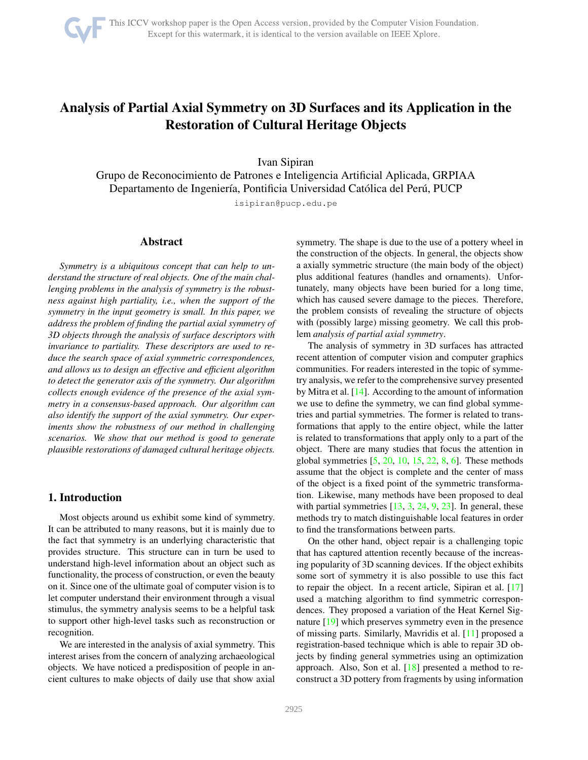# Analysis of Partial Axial Symmetry on 3D Surfaces and its Application in the Restoration of Cultural Heritage Objects

Ivan Sipiran

Grupo de Reconocimiento de Patrones e Inteligencia Artificial Aplicada, GRPIAA
Departamento de Ingeniería, Pontificia Universidad Católica del Perú, PUCP

isipiran@pucp.edu.pe

## Abstract

*Symmetry is a ubiquitous concept that can help to understand the structure of real objects. One of the main challenging problems in the analysis of symmetry is the robustness against high partiality, i.e., when the support of the symmetry in the input geometry is small. In this paper, we address the problem of finding the partial axial symmetry of 3D objects through the analysis of surface descriptors with invariance to partiality. These descriptors are used to reduce the search space of axial symmetric correspondences, and allows us to design an effective and efficient algorithm to detect the generator axis of the symmetry. Our algorithm collects enough evidence of the presence of the axial symmetry in a consensus-based approach. Our algorithm can also identify the support of the axial symmetry. Our experiments show the robustness of our method in challenging scenarios. We show that our method is good to generate plausible restorations of damaged cultural heritage objects.*

## 1. Introduction

Most objects around us exhibit some kind of symmetry. It can be attributed to many reasons, but it is mainly due to the fact that symmetry is an underlying characteristic that provides structure. This structure can in turn be used to understand high-level information about an object such as functionality, the process of construction, or even the beauty on it. Since one of the ultimate goal of computer vision is to let computer understand their environment through a visual stimulus, the symmetry analysis seems to be a helpful task to support other high-level tasks such as reconstruction or recognition.

We are interested in the analysis of axial symmetry. This interest arises from the concern of analyzing archaeological objects. We have noticed a predisposition of people in ancient cultures to make objects of daily use that show axial symmetry. The shape is due to the use of a pottery wheel in the construction of the objects. In general, the objects show a axially symmetric structure (the main body of the object) plus additional features (handles and ornaments). Unfortunately, many objects have been buried for a long time, which has caused severe damage to the pieces. Therefore, the problem consists of revealing the structure of objects with (possibly large) missing geometry. We call this problem *analysis of partial axial symmetry*.

The analysis of symmetry in 3D surfaces has attracted recent attention of computer vision and computer graphics communities. For readers interested in the topic of symmetry analysis, we refer to the comprehensive survey presented by Mitra et al. [14]. According to the amount of information we use to define the symmetry, we can find global symmetries and partial symmetries. The former is related to transformations that apply to the entire object, while the latter is related to transformations that apply only to a part of the object. There are many studies that focus the attention in global symmetries [5, 20, 10, 15, 22, 8, 6]. These methods assume that the object is complete and the center of mass of the object is a fixed point of the symmetric transformation. Likewise, many methods have been proposed to deal with partial symmetries [13, 3, 24, 9, 23]. In general, these methods try to match distinguishable local features in order to find the transformations between parts.

On the other hand, object repair is a challenging topic that has captured attention recently because of the increasing popularity of 3D scanning devices. If the object exhibits some sort of symmetry it is also possible to use this fact to repair the object. In a recent article, Sipiran et al. [17] used a matching algorithm to find symmetric correspondences. They proposed a variation of the Heat Kernel Signature [19] which preserves symmetry even in the presence of missing parts. Similarly, Mavridis et al. [11] proposed a registration-based technique which is able to repair 3D objects by finding general symmetries using an optimization approach. Also, Son et al. [18] presented a method to reconstruct a 3D pottery from fragments by using information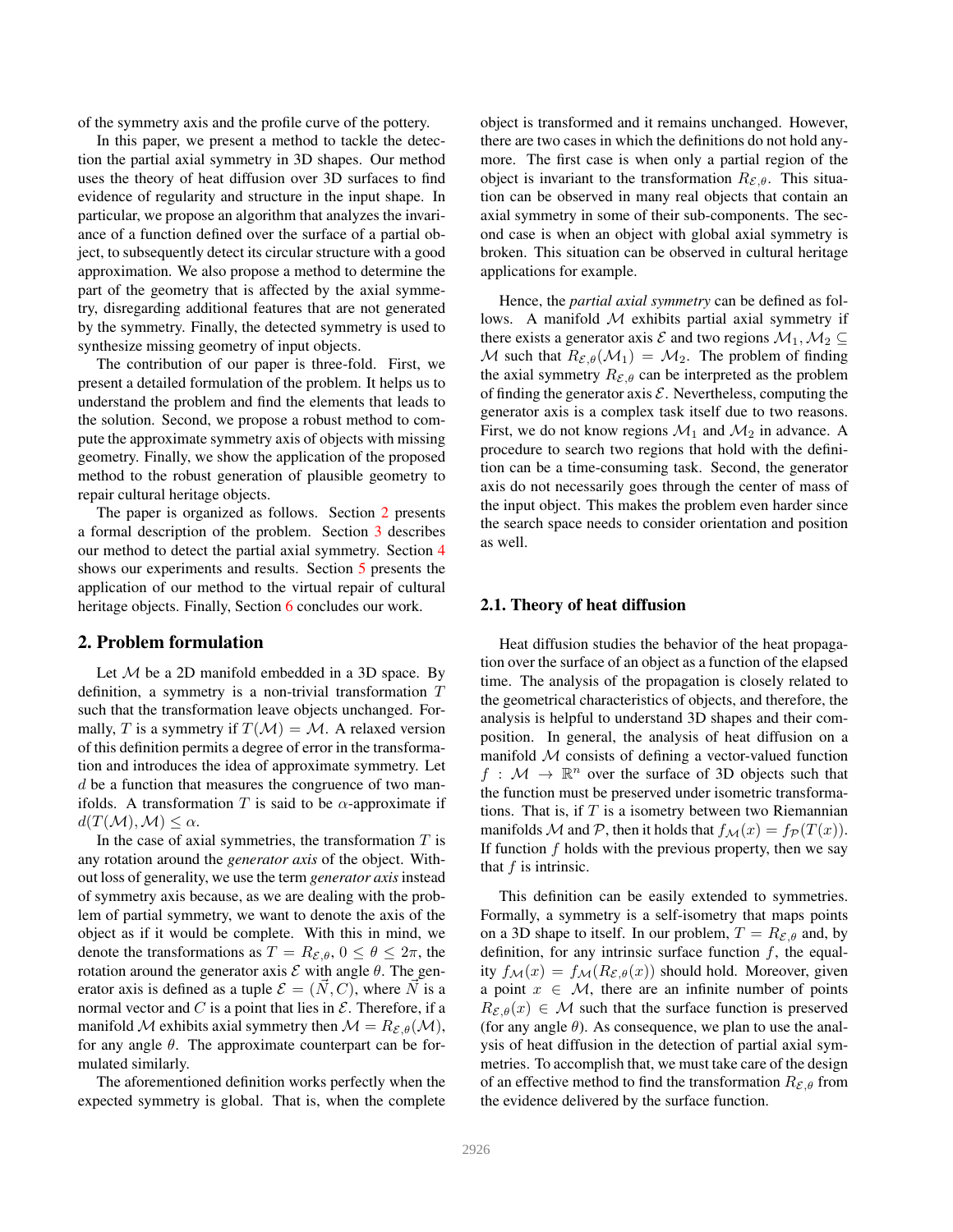of the symmetry axis and the profile curve of the pottery.

In this paper, we present a method to tackle the detection the partial axial symmetry in 3D shapes. Our method uses the theory of heat diffusion over 3D surfaces to find evidence of regularity and structure in the input shape. In particular, we propose an algorithm that analyzes the invariance of a function defined over the surface of a partial object, to subsequently detect its circular structure with a good approximation. We also propose a method to determine the part of the geometry that is affected by the axial symmetry, disregarding additional features that are not generated by the symmetry. Finally, the detected symmetry is used to synthesize missing geometry of input objects.

The contribution of our paper is three-fold. First, we present a detailed formulation of the problem. It helps us to understand the problem and find the elements that leads to the solution. Second, we propose a robust method to compute the approximate symmetry axis of objects with missing geometry. Finally, we show the application of the proposed method to the robust generation of plausible geometry to repair cultural heritage objects.

The paper is organized as follows. Section 2 presents a formal description of the problem. Section 3 describes our method to detect the partial axial symmetry. Section 4 shows our experiments and results. Section 5 presents the application of our method to the virtual repair of cultural heritage objects. Finally, Section 6 concludes our work.

## 2. Problem formulation

Let $\mathcal{M}$ be a 2D manifold embedded in a 3D space. By definition, a symmetry is a non-trivial transformation $T$ such that the transformation leave objects unchanged. Formally, $T$ is a symmetry if $T(\mathcal{M}) = \mathcal{M}$. A relaxed version of this definition permits a degree of error in the transformation and introduces the idea of approximate symmetry. Let $d$ be a function that measures the congruence of two manifolds. A transformation $T$ is said to be $\alpha$-approximate if $d(T(\mathcal{M}), \mathcal{M}) \leq \alpha$.

In the case of axial symmetries, the transformation $T$ is any rotation around the *generator axis* of the object. Without loss of generality, we use the term *generator axis* instead of symmetry axis because, as we are dealing with the problem of partial symmetry, we want to denote the axis of the object as if it would be complete. With this in mind, we denote the transformations as $T = R_{\mathcal{E},\theta}$, $0 \leq \theta \leq 2\pi$, the rotation around the generator axis $\mathcal{E}$ with angle $\theta$. The generator axis is defined as a tuple $\mathcal{E} = (\vec{N}, C)$, where $\vec{N}$ is a normal vector and $C$ is a point that lies in $\mathcal{E}$. Therefore, if a manifold $\mathcal{M}$ exhibits axial symmetry then $\mathcal{M} = R_{\mathcal{E},\theta}(\mathcal{M})$, for any angle $\theta$. The approximate counterpart can be formulated similarly.

The aforementioned definition works perfectly when the expected symmetry is global. That is, when the complete object is transformed and it remains unchanged. However, there are two cases in which the definitions do not hold anymore. The first case is when only a partial region of the object is invariant to the transformation $R_{\mathcal{E},\theta}$. This situation can be observed in many real objects that contain an axial symmetry in some of their sub-components. The second case is when an object with global axial symmetry is broken. This situation can be observed in cultural heritage applications for example.

Hence, the *partial axial symmetry* can be defined as follows. A manifold $\mathcal{M}$ exhibits partial axial symmetry if there exists a generator axis $\mathcal{E}$ and two regions $\mathcal{M}_1, \mathcal{M}_2 \subseteq \mathcal{M}$ such that $R_{\mathcal{E},\theta}(\mathcal{M}_1) = \mathcal{M}_2$. The problem of finding the axial symmetry $R_{\mathcal{E},\theta}$ can be interpreted as the problem of finding the generator axis $\mathcal{E}$. Nevertheless, computing the generator axis is a complex task itself due to two reasons. First, we do not know regions $\mathcal{M}_1$ and $\mathcal{M}_2$ in advance. A procedure to search two regions that hold with the definition can be a time-consuming task. Second, the generator axis do not necessarily goes through the center of mass of the input object. This makes the problem even harder since the search space needs to consider orientation and position as well.

### 2.1. Theory of heat diffusion

Heat diffusion studies the behavior of the heat propagation over the surface of an object as a function of the elapsed time. The analysis of the propagation is closely related to the geometrical characteristics of objects, and therefore, the analysis is helpful to understand 3D shapes and their composition. In general, the analysis of heat diffusion on a manifold $\mathcal{M}$ consists of defining a vector-valued function $f : \mathcal{M} \rightarrow \mathbb{R}^n$ over the surface of 3D objects such that the function must be preserved under isometric transformations. That is, if $T$ is a isometry between two Riemannian manifolds $\mathcal{M}$ and $\mathcal{P}$, then it holds that $f_{\mathcal{M}}(x) = f_{\mathcal{P}}(T(x))$. If function $f$ holds with the previous property, then we say that $f$ is intrinsic.

This definition can be easily extended to symmetries. Formally, a symmetry is a self-isometry that maps points on a 3D shape to itself. In our problem, $T = R_{\mathcal{E},\theta}$ and, by definition, for any intrinsic surface function $f$, the equality $f_{\mathcal{M}}(x) = f_{\mathcal{M}}(R_{\mathcal{E},\theta}(x))$ should hold. Moreover, given a point $x \in \mathcal{M}$, there are an infinite number of points $R_{\mathcal{E},\theta}(x) \in \mathcal{M}$ such that the surface function is preserved (for any angle $\theta$). As consequence, we plan to use the analysis of heat diffusion in the detection of partial axial symmetries. To accomplish that, we must take care of the design of an effective method to find the transformation $R_{\mathcal{E},\theta}$ from the evidence delivered by the surface function.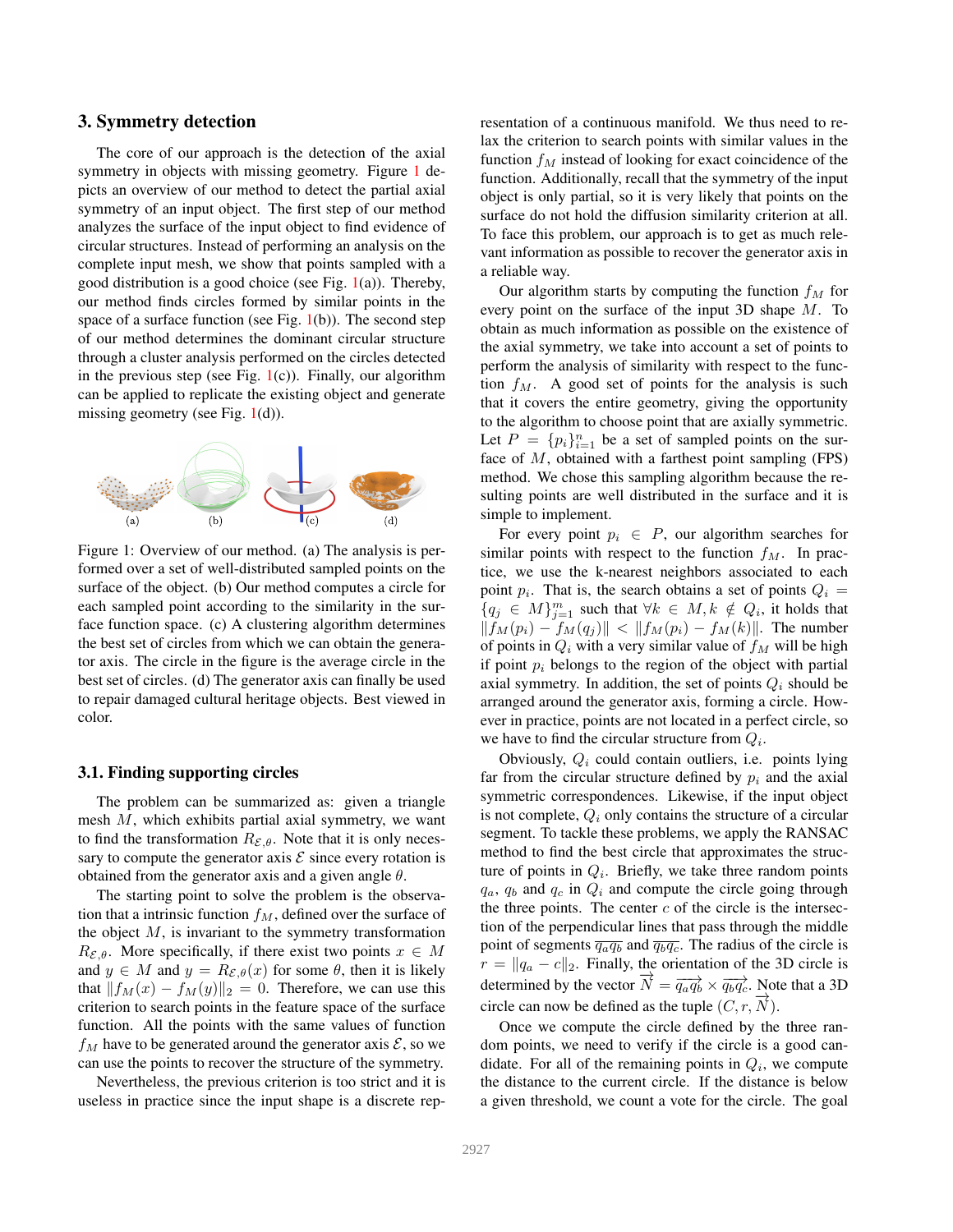## 3. Symmetry detection

The core of our approach is the detection of the axial symmetry in objects with missing geometry. Figure 1 depicts an overview of our method to detect the partial axial symmetry of an input object. The first step of our method analyzes the surface of the input object to find evidence of circular structures. Instead of performing an analysis on the complete input mesh, we show that points sampled with a good distribution is a good choice (see Fig. 1(a)). Thereby, our method finds circles formed by similar points in the space of a surface function (see Fig. 1(b)). The second step of our method determines the dominant circular structure through a cluster analysis performed on the circles detected in the previous step (see Fig. 1(c)). Finally, our algorithm can be applied to replicate the existing object and generate missing geometry (see Fig. 1(d)).

Figure 1: Overview of our method. (a) The analysis is performed over a set of well-distributed sampled points on the surface of the object. (b) Our method computes a circle for each sampled point according to the similarity in the surface function space. (c) A clustering algorithm determines the best set of circles from which we can obtain the generator axis. The circle in the figure is the average circle in the best set of circles. (d) The generator axis can finally be used to repair damaged cultural heritage objects. Best viewed in color.

### 3.1. Finding supporting circles

The problem can be summarized as: given a triangle mesh $M$, which exhibits partial axial symmetry, we want to find the transformation $R_{\mathcal{E},\theta}$. Note that it is only necessary to compute the generator axis $\mathcal{E}$ since every rotation is obtained from the generator axis and a given angle $\theta$.

The starting point to solve the problem is the observation that a intrinsic function $f_M$, defined over the surface of the object $M$, is invariant to the symmetry transformation $R_{\mathcal{E},\theta}$. More specifically, if there exist two points $x \in M$ and $y \in M$ and $y = R_{\mathcal{E},\theta}(x)$ for some $\theta$, then it is likely that $\|f_M(x) - f_M(y)\|_2 = 0$. Therefore, we can use this criterion to search points in the feature space of the surface function. All the points with the same values of function $f_M$ have to be generated around the generator axis $\mathcal{E}$, so we can use the points to recover the structure of the symmetry.

Nevertheless, the previous criterion is too strict and it is useless in practice since the input shape is a discrete representation of a continuous manifold. We thus need to relax the criterion to search points with similar values in the function $f_M$ instead of looking for exact coincidence of the function. Additionally, recall that the symmetry of the input object is only partial, so it is very likely that points on the surface do not hold the diffusion similarity criterion at all. To face this problem, our approach is to get as much relevant information as possible to recover the generator axis in a reliable way.

Our algorithm starts by computing the function $f_M$ for every point on the surface of the input 3D shape $M$. To obtain as much information as possible on the existence of the axial symmetry, we take into account a set of points to perform the analysis of similarity with respect to the function $f_M$. A good set of points for the analysis is such that it covers the entire geometry, giving the opportunity to the algorithm to choose point that are axially symmetric. Let $P = \{p_i\}_{i=1}^{n}$ be a set of sampled points on the surface of $M$, obtained with a farthest point sampling (FPS) method. We chose this sampling algorithm because the resulting points are well distributed in the surface and it is simple to implement.

For every point $p_i \in P$, our algorithm searches for similar points with respect to the function $f_M$. In practice, we use the k-nearest neighbors associated to each point $p_i$. That is, the search obtains a set of points $Q_i = \{q_j \in M\}_{j=1}^{m}$ such that $\forall k \in M, k \notin Q_i$, it holds that $\|f_M(p_i) - f_M(q_j)\| < \|f_M(p_i) - f_M(k)\|$. The number of points in $Q_i$ with a very similar value of $f_M$ will be high if point $p_i$ belongs to the region of the object with partial axial symmetry. In addition, the set of points $Q_i$ should be arranged around the generator axis, forming a circle. However in practice, points are not located in a perfect circle, so we have to find the circular structure from $Q_i$.

Obviously, $Q_i$ could contain outliers, i.e. points lying far from the circular structure defined by $p_i$ and the axial symmetric correspondences. Likewise, if the input object is not complete, $Q_i$ only contains the structure of a circular segment. To tackle these problems, we apply the RANSAC method to find the best circle that approximates the structure of points in $Q_i$. Briefly, we take three random points $q_a$, $q_b$ and $q_c$ in $Q_i$ and compute the circle going through the three points. The center $c$ of the circle is the intersection of the perpendicular lines that pass through the middle point of segments $\overline{q_a q_b}$ and $\overline{q_b q_c}$. The radius of the circle is $r = \|q_a - c\|_2$. Finally, the orientation of the 3D circle is determined by the vector $\overrightarrow{N} = \overrightarrow{q_a q_b} \times \overrightarrow{q_b q_c}$. Note that a 3D circle can now be defined as the tuple $(C, r, \overrightarrow{N})$.

Once we compute the circle defined by the three random points, we need to verify if the circle is a good candidate. For all of the remaining points in $Q_i$, we compute the distance to the current circle. If the distance is below a given threshold, we count a vote for the circle. The goal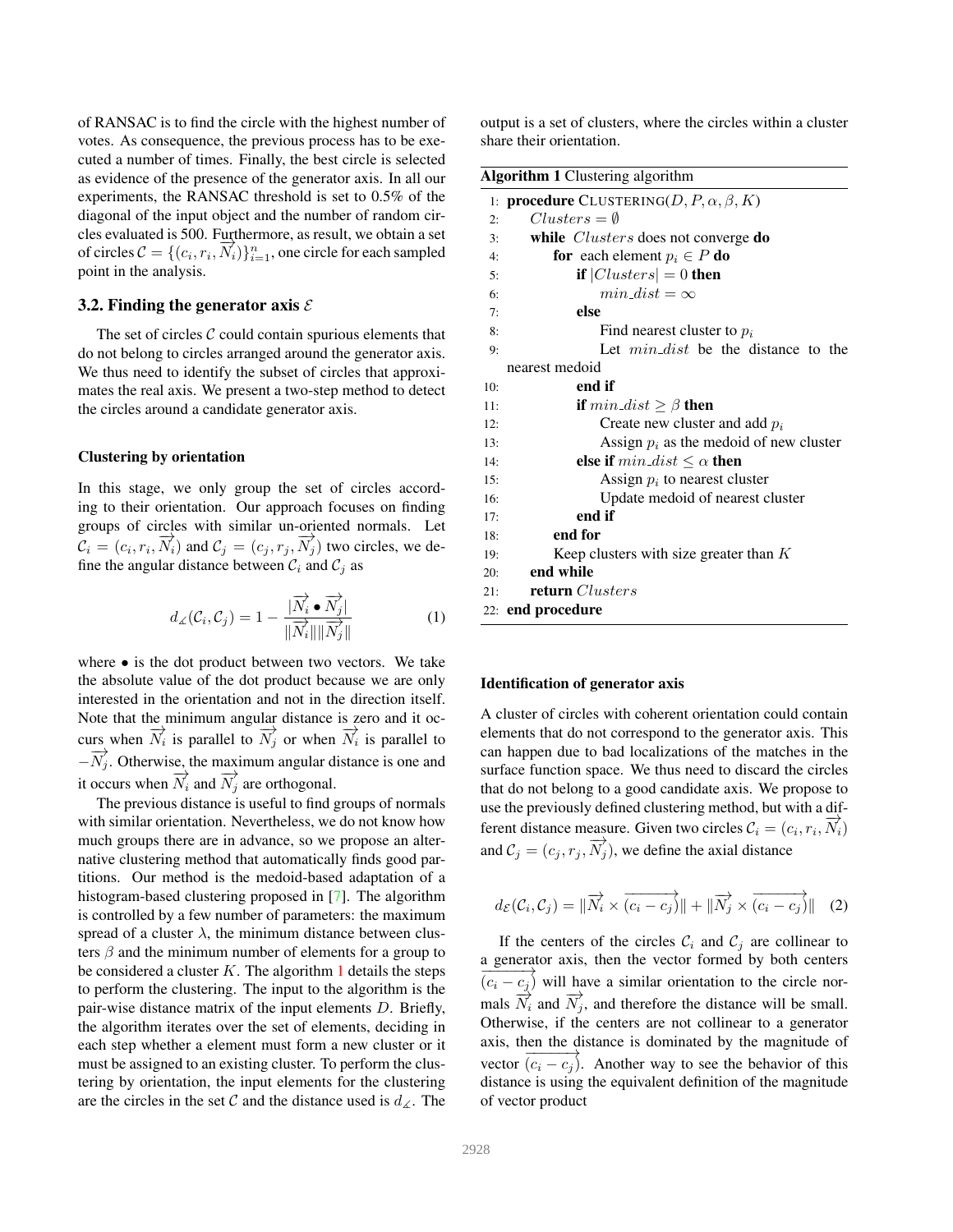of RANSAC is to find the circle with the highest number of votes. As consequence, the previous process has to be executed a number of times. Finally, the best circle is selected as evidence of the presence of the generator axis. In all our experiments, the RANSAC threshold is set to 0.5% of the diagonal of the input object and the number of random circles evaluated is 500. Furthermore, as result, we obtain a set of circles $\mathcal{C} = \{(c_i, r_i, \overrightarrow{N_i})\}_{i=1}^{n}$, one circle for each sampled point in the analysis.

### 3.2. Finding the generator axis $\mathcal{E}$

The set of circles $\mathcal{C}$ could contain spurious elements that do not belong to circles arranged around the generator axis. We thus need to identify the subset of circles that approximates the real axis. We present a two-step method to detect the circles around a candidate generator axis.

#### Clustering by orientation

In this stage, we only group the set of circles according to their orientation. Our approach focuses on finding groups of circles with similar un-oriented normals. Let $\mathcal{C}_i = (c_i, r_i, \overrightarrow{N_i})$ and $\mathcal{C}_j = (c_j, r_j, \overrightarrow{N_j})$ two circles, we define the angular distance between $\mathcal{C}_i$ and $\mathcal{C}_j$ as

$$d_{\measuredangle}(\mathcal{C}_i, \mathcal{C}_j) = 1 - \frac{|\overrightarrow{N_i} \bullet \overrightarrow{N_j}|}{\|\overrightarrow{N_i}\|\|\overrightarrow{N_j}\|} \quad (1)$$

where $\bullet$ is the dot product between two vectors. We take the absolute value of the dot product because we are only interested in the orientation and not in the direction itself. Note that the minimum angular distance is zero and it occurs when $\overrightarrow{N_i}$ is parallel to $\overrightarrow{N_j}$ or when $\overrightarrow{N_i}$ is parallel to $-\overrightarrow{N_j}$. Otherwise, the maximum angular distance is one and it occurs when $\overrightarrow{N_i}$ and $\overrightarrow{N_j}$ are orthogonal.

The previous distance is useful to find groups of normals with similar orientation. Nevertheless, we do not know how much groups there are in advance, so we propose an alternative clustering method that automatically finds good partitions. Our method is the medoid-based adaptation of a histogram-based clustering proposed in [7]. The algorithm is controlled by a few number of parameters: the maximum spread of a cluster $\lambda$, the minimum distance between clusters $\beta$ and the minimum number of elements for a group to be considered a cluster $K$. The algorithm 1 details the steps to perform the clustering. The input to the algorithm is the pair-wise distance matrix of the input elements $D$. Briefly, the algorithm iterates over the set of elements, deciding in each step whether a element must form a new cluster or it must be assigned to an existing cluster. To perform the clustering by orientation, the input elements for the clustering are the circles in the set $\mathcal{C}$ and the distance used is $d_{\measuredangle}$. The output is a set of clusters, where the circles within a cluster share their orientation.

**Algorithm 1** Clustering algorithm

```
1:  procedure CLUSTERING(D, P, α, β, K)
2:      Clusters = ∅
3:      while Clusters does not converge do
4:          for each element p_i ∈ P do
5:              if |Clusters| = 0 then
6:                  min_dist = ∞
7:              else
8:                  Find nearest cluster to p_i
9:                  Let min_dist be the distance to the
                    nearest medoid
10:             end if
11:             if min_dist ≥ β then
12:                 Create new cluster and add p_i
13:                 Assign p_i as the medoid of new cluster
14:             else if min_dist ≤ α then
15:                 Assign p_i to nearest cluster
16:                 Update medoid of nearest cluster
17:             end if
18:         end for
19:         Keep clusters with size greater than K
20:     end while
21:     return Clusters
22: end procedure
```

#### Identification of generator axis

A cluster of circles with coherent orientation could contain elements that do not correspond to the generator axis. This can happen due to bad localizations of the matches in the surface function space. We thus need to discard the circles that do not belong to a good candidate axis. We propose to use the previously defined clustering method, but with a different distance measure. Given two circles $\mathcal{C}_i = (c_i, r_i, \overrightarrow{N_i})$ and $\mathcal{C}_j = (c_j, r_j, \overrightarrow{N_j})$, we define the axial distance

$$d_{\mathcal{E}}(\mathcal{C}_i, \mathcal{C}_j) = \|\overrightarrow{N_i} \times \overrightarrow{(c_i - c_j)}\| + \|\overrightarrow{N_j} \times \overrightarrow{(c_i - c_j)}\| \quad (2)$$

If the centers of the circles $\mathcal{C}_i$ and $\mathcal{C}_j$ are collinear to a generator axis, then the vector formed by both centers $\overrightarrow{(c_i - c_j)}$ will have a similar orientation to the circle normals $\overrightarrow{N_i}$ and $\overrightarrow{N_j}$, and therefore the distance will be small. Otherwise, if the centers are not collinear to a generator axis, then the distance is dominated by the magnitude of vector $\overrightarrow{(c_i - c_j)}$. Another way to see the behavior of this distance is using the equivalent definition of the magnitude of vector product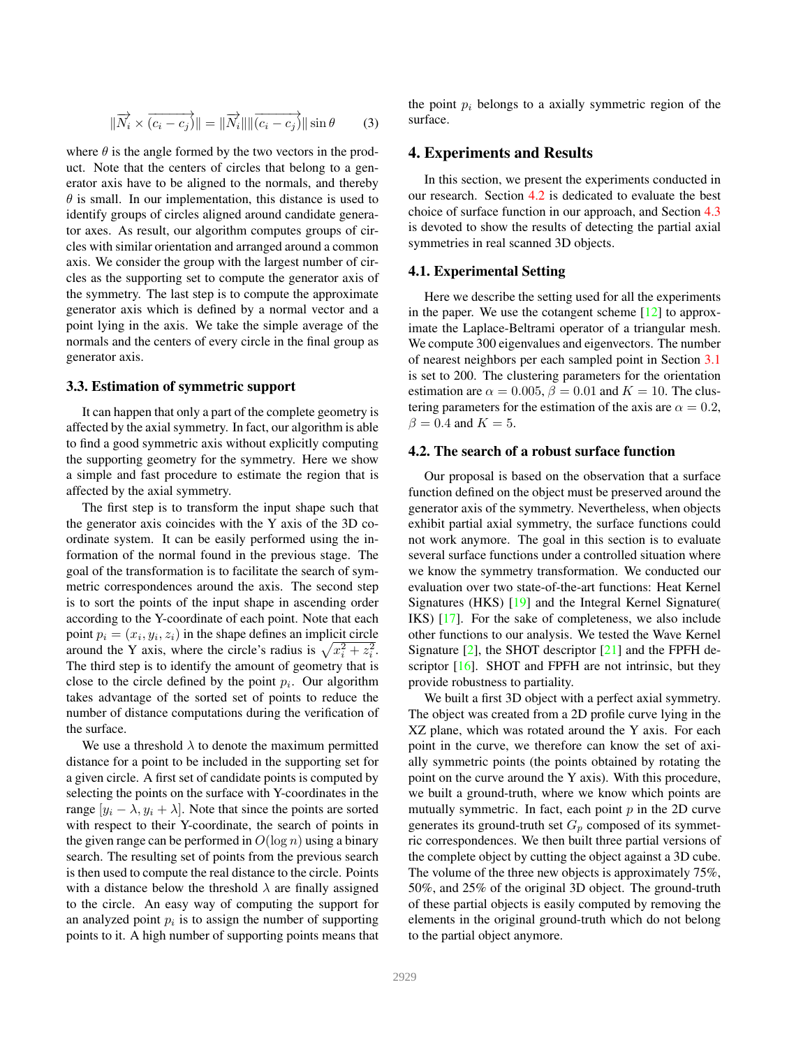$$\|\overrightarrow{N_i} \times \overrightarrow{(c_i - c_j)}\| = \|\overrightarrow{N_i}\| \|\overrightarrow{(c_i - c_j)}\| \sin\theta \qquad (3)$$

where $\theta$ is the angle formed by the two vectors in the product. Note that the centers of circles that belong to a generator axis have to be aligned to the normals, and thereby $\theta$ is small. In our implementation, this distance is used to identify groups of circles aligned around candidate generator axes. As result, our algorithm computes groups of circles with similar orientation and arranged around a common axis. We consider the group with the largest number of circles as the supporting set to compute the generator axis of the symmetry. The last step is to compute the approximate generator axis which is defined by a normal vector and a point lying in the axis. We take the simple average of the normals and the centers of every circle in the final group as generator axis.

### 3.3. Estimation of symmetric support

It can happen that only a part of the complete geometry is affected by the axial symmetry. In fact, our algorithm is able to find a good symmetric axis without explicitly computing the supporting geometry for the symmetry. Here we show a simple and fast procedure to estimate the region that is affected by the axial symmetry.

The first step is to transform the input shape such that the generator axis coincides with the Y axis of the 3D coordinate system. It can be easily performed using the information of the normal found in the previous stage. The goal of the transformation is to facilitate the search of symmetric correspondences around the axis. The second step is to sort the points of the input shape in ascending order according to the Y-coordinate of each point. Note that each point $p_i = (x_i, y_i, z_i)$ in the shape defines an implicit circle around the Y axis, where the circle's radius is $\sqrt{x_i^2 + z_i^2}$. The third step is to identify the amount of geometry that is close to the circle defined by the point $p_i$. Our algorithm takes advantage of the sorted set of points to reduce the number of distance computations during the verification of the surface.

We use a threshold $\lambda$ to denote the maximum permitted distance for a point to be included in the supporting set for a given circle. A first set of candidate points is computed by selecting the points on the surface with Y-coordinates in the range $[y_i - \lambda, y_i + \lambda]$. Note that since the points are sorted with respect to their Y-coordinate, the search of points in the given range can be performed in $O(\log n)$ using a binary search. The resulting set of points from the previous search is then used to compute the real distance to the circle. Points with a distance below the threshold $\lambda$ are finally assigned to the circle. An easy way of computing the support for an analyzed point $p_i$ is to assign the number of supporting points to it. A high number of supporting points means that the point $p_i$ belongs to a axially symmetric region of the surface.

## 4. Experiments and Results

In this section, we present the experiments conducted in our research. Section 4.2 is dedicated to evaluate the best choice of surface function in our approach, and Section 4.3 is devoted to show the results of detecting the partial axial symmetries in real scanned 3D objects.

### 4.1. Experimental Setting

Here we describe the setting used for all the experiments in the paper. We use the cotangent scheme [12] to approximate the Laplace-Beltrami operator of a triangular mesh. We compute 300 eigenvalues and eigenvectors. The number of nearest neighbors per each sampled point in Section 3.1 is set to 200. The clustering parameters for the orientation estimation are $\alpha = 0.005$, $\beta = 0.01$ and $K = 10$. The clustering parameters for the estimation of the axis are $\alpha = 0.2$, $\beta = 0.4$ and $K = 5$.

### 4.2. The search of a robust surface function

Our proposal is based on the observation that a surface function defined on the object must be preserved around the generator axis of the symmetry. Nevertheless, when objects exhibit partial axial symmetry, the surface functions could not work anymore. The goal in this section is to evaluate several surface functions under a controlled situation where we know the symmetry transformation. We conducted our evaluation over two state-of-the-art functions: Heat Kernel Signatures (HKS) [19] and the Integral Kernel Signature( IKS) [17]. For the sake of completeness, we also include other functions to our analysis. We tested the Wave Kernel Signature [2], the SHOT descriptor [21] and the FPFH descriptor [16]. SHOT and FPFH are not intrinsic, but they provide robustness to partiality.

We built a first 3D object with a perfect axial symmetry. The object was created from a 2D profile curve lying in the XZ plane, which was rotated around the Y axis. For each point in the curve, we therefore can know the set of axially symmetric points (the points obtained by rotating the point on the curve around the Y axis). With this procedure, we built a ground-truth, where we know which points are mutually symmetric. In fact, each point $p$ in the 2D curve generates its ground-truth set $G_p$ composed of its symmetric correspondences. We then built three partial versions of the complete object by cutting the object against a 3D cube. The volume of the three new objects is approximately 75%, 50%, and 25% of the original 3D object. The ground-truth of these partial objects is easily computed by removing the elements in the original ground-truth which do not belong to the partial object anymore.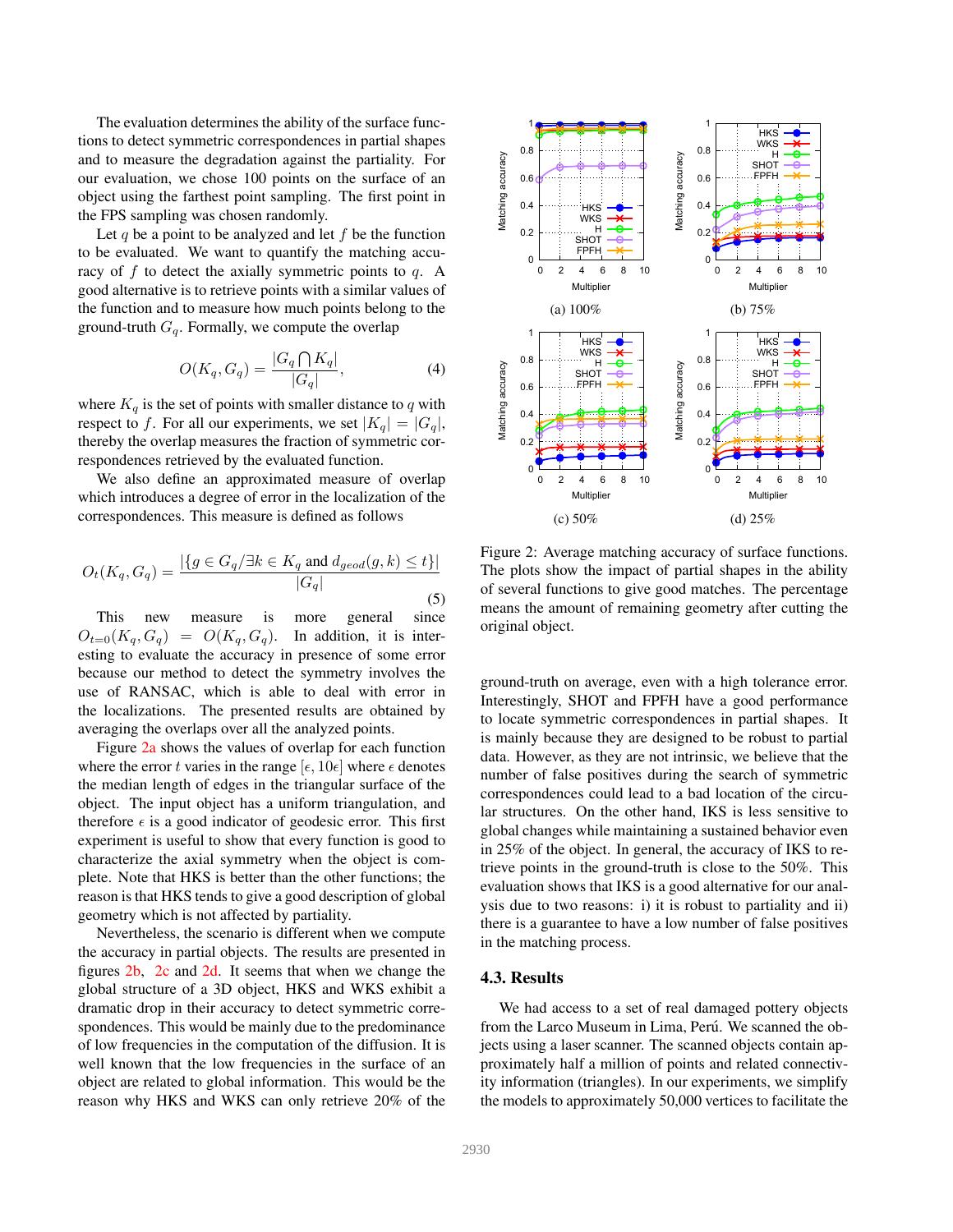The evaluation determines the ability of the surface functions to detect symmetric correspondences in partial shapes and to measure the degradation against the partiality. For our evaluation, we chose 100 points on the surface of an object using the farthest point sampling. The first point in the FPS sampling was chosen randomly.

Let $q$ be a point to be analyzed and let $f$ be the function to be evaluated. We want to quantify the matching accuracy of $f$ to detect the axially symmetric points to $q$. A good alternative is to retrieve points with a similar values of the function and to measure how much points belong to the ground-truth $G_q$. Formally, we compute the overlap

$$O(K_q, G_q) = \frac{|G_q \bigcap K_q|}{|G_q|}, \tag{4}$$

where $K_q$ is the set of points with smaller distance to $q$ with respect to $f$. For all our experiments, we set $|K_q| = |G_q|$, thereby the overlap measures the fraction of symmetric correspondences retrieved by the evaluated function.

We also define an approximated measure of overlap which introduces a degree of error in the localization of the correspondences. This measure is defined as follows

$$O_t(K_q, G_q) = \frac{|\{g \in G_q / \exists k \in K_q \text{ and } d_{geod}(g,k) \leq t\}|}{|G_q|} \tag{5}$$

This new measure is more general since $O_{t=0}(K_q, G_q) = O(K_q, G_q)$. In addition, it is interesting to evaluate the accuracy in presence of some error because our method to detect the symmetry involves the use of RANSAC, which is able to deal with error in the localizations. The presented results are obtained by averaging the overlaps over all the analyzed points.

Figure 2a shows the values of overlap for each function where the error $t$ varies in the range $[\epsilon, 10\epsilon]$ where $\epsilon$ denotes the median length of edges in the triangular surface of the object. The input object has a uniform triangulation, and therefore $\epsilon$ is a good indicator of geodesic error. This first experiment is useful to show that every function is good to characterize the axial symmetry when the object is complete. Note that HKS is better than the other functions; the reason is that HKS tends to give a good description of global geometry which is not affected by partiality.

Nevertheless, the scenario is different when we compute the accuracy in partial objects. The results are presented in figures 2b, 2c and 2d. It seems that when we change the global structure of a 3D object, HKS and WKS exhibit a dramatic drop in their accuracy to detect symmetric correspondences. This would be mainly due to the predominance of low frequencies in the computation of the diffusion. It is well known that the low frequencies in the surface of an object are related to global information. This would be the reason why HKS and WKS can only retrieve 20% of the ground-truth on average, even with a high tolerance error. Interestingly, SHOT and FPFH have a good performance to locate symmetric correspondences in partial shapes. It is mainly because they are designed to be robust to partial data. However, as they are not intrinsic, we believe that the number of false positives during the search of symmetric correspondences could lead to a bad location of the circular structures. On the other hand, IKS is less sensitive to global changes while maintaining a sustained behavior even in 25% of the object. In general, the accuracy of IKS to retrieve points in the ground-truth is close to the 50%. This evaluation shows that IKS is a good alternative for our analysis due to two reasons: i) it is robust to partiality and ii) there is a guarantee to have a low number of false positives in the matching process.

(a) 100% (b) 75% (c) 50% (d) 25%

Figure 2: Average matching accuracy of surface functions. The plots show the impact of partial shapes in the ability of several functions to give good matches. The percentage means the amount of remaining geometry after cutting the original object.

### 4.3. Results

We had access to a set of real damaged pottery objects from the Larco Museum in Lima, Perú. We scanned the objects using a laser scanner. The scanned objects contain approximately half a million of points and related connectivity information (triangles). In our experiments, we simplify the models to approximately 50,000 vertices to facilitate the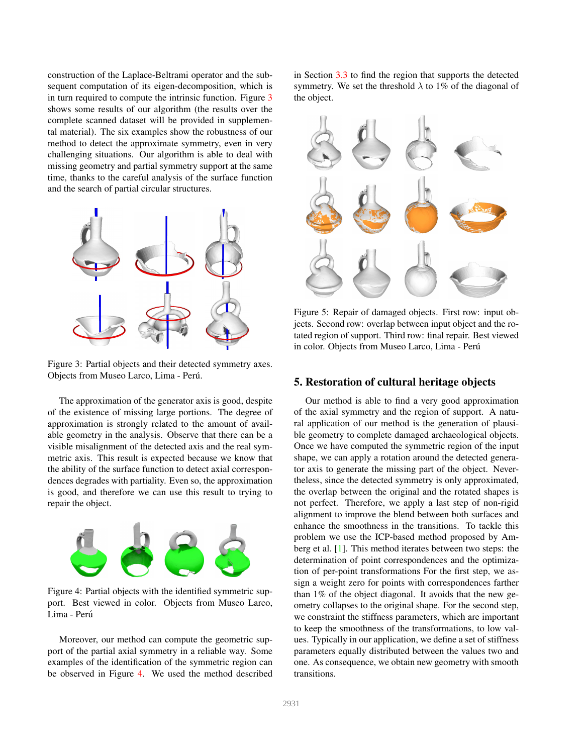construction of the Laplace-Beltrami operator and the subsequent computation of its eigen-decomposition, which is in turn required to compute the intrinsic function. Figure 3 shows some results of our algorithm (the results over the complete scanned dataset will be provided in supplemental material). The six examples show the robustness of our method to detect the approximate symmetry, even in very challenging situations. Our algorithm is able to deal with missing geometry and partial symmetry support at the same time, thanks to the careful analysis of the surface function and the search of partial circular structures.

Figure 3: Partial objects and their detected symmetry axes. Objects from Museo Larco, Lima - Perú.

The approximation of the generator axis is good, despite of the existence of missing large portions. The degree of approximation is strongly related to the amount of available geometry in the analysis. Observe that there can be a visible misalignment of the detected axis and the real symmetric axis. This result is expected because we know that the ability of the surface function to detect axial correspondences degrades with partiality. Even so, the approximation is good, and therefore we can use this result to trying to repair the object.

Figure 4: Partial objects with the identified symmetric support. Best viewed in color. Objects from Museo Larco, Lima - Perú

Moreover, our method can compute the geometric support of the partial axial symmetry in a reliable way. Some examples of the identification of the symmetric region can be observed in Figure 4. We used the method described in Section 3.3 to find the region that supports the detected symmetry. We set the threshold $\lambda$ to 1% of the diagonal of the object.

Figure 5: Repair of damaged objects. First row: input objects. Second row: overlap between input object and the rotated region of support. Third row: final repair. Best viewed in color. Objects from Museo Larco, Lima - Perú

## 5. Restoration of cultural heritage objects

Our method is able to find a very good approximation of the axial symmetry and the region of support. A natural application of our method is the generation of plausible geometry to complete damaged archaeological objects. Once we have computed the symmetric region of the input shape, we can apply a rotation around the detected generator axis to generate the missing part of the object. Nevertheless, since the detected symmetry is only approximated, the overlap between the original and the rotated shapes is not perfect. Therefore, we apply a last step of non-rigid alignment to improve the blend between both surfaces and enhance the smoothness in the transitions. To tackle this problem we use the ICP-based method proposed by Amberg et al. [1]. This method iterates between two steps: the determination of point correspondences and the optimization of per-point transformations For the first step, we assign a weight zero for points with correspondences farther than 1% of the object diagonal. It avoids that the new geometry collapses to the original shape. For the second step, we constraint the stiffness parameters, which are important to keep the smoothness of the transformations, to low values. Typically in our application, we define a set of stiffness parameters equally distributed between the values two and one. As consequence, we obtain new geometry with smooth transitions.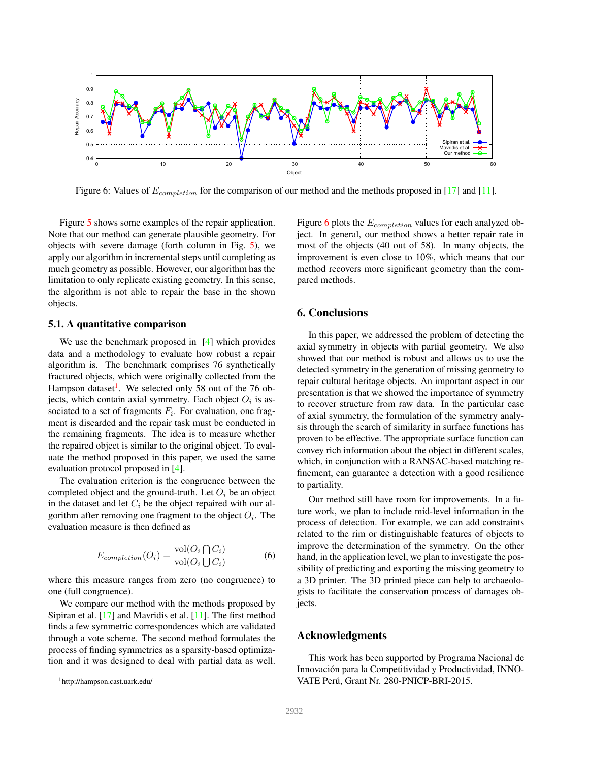Figure 6: Values of $E_{completion}$ for the comparison of our method and the methods proposed in [17] and [11].

Figure 5 shows some examples of the repair application. Note that our method can generate plausible geometry. For objects with severe damage (forth column in Fig. 5), we apply our algorithm in incremental steps until completing as much geometry as possible. However, our algorithm has the limitation to only replicate existing geometry. In this sense, the algorithm is not able to repair the base in the shown objects.

### 5.1. A quantitative comparison

We use the benchmark proposed in [4] which provides data and a methodology to evaluate how robust a repair algorithm is. The benchmark comprises 76 synthetically fractured objects, which were originally collected from the Hampson dataset[1]. We selected only 58 out of the 76 objects, which contain axial symmetry. Each object $O_i$ is associated to a set of fragments $F_i$. For evaluation, one fragment is discarded and the repair task must be conducted in the remaining fragments. The idea is to measure whether the repaired object is similar to the original object. To evaluate the method proposed in this paper, we used the same evaluation protocol proposed in [4].

The evaluation criterion is the congruence between the completed object and the ground-truth. Let $O_i$ be an object in the dataset and let $C_i$ be the object repaired with our algorithm after removing one fragment to the object $O_i$. The evaluation measure is then defined as

$$E_{completion}(O_i) = \frac{\text{vol}(O_i \bigcap C_i)}{\text{vol}(O_i \bigcup C_i)} \tag{6}$$

where this measure ranges from zero (no congruence) to one (full congruence).

We compare our method with the methods proposed by Sipiran et al. [17] and Mavridis et al. [11]. The first method finds a few symmetric correspondences which are validated through a vote scheme. The second method formulates the process of finding symmetries as a sparsity-based optimization and it was designed to deal with partial data as well. Figure 6 plots the $E_{completion}$ values for each analyzed object. In general, our method shows a better repair rate in most of the objects (40 out of 58). In many objects, the improvement is even close to 10%, which means that our method recovers more significant geometry than the compared methods.

[1] http://hampson.cast.uark.edu/

## 6. Conclusions

In this paper, we addressed the problem of detecting the axial symmetry in objects with partial geometry. We also showed that our method is robust and allows us to use the detected symmetry in the generation of missing geometry to repair cultural heritage objects. An important aspect in our presentation is that we showed the importance of symmetry to recover structure from raw data. In the particular case of axial symmetry, the formulation of the symmetry analysis through the search of similarity in surface functions has proven to be effective. The appropriate surface function can convey rich information about the object in different scales, which, in conjunction with a RANSAC-based matching refinement, can guarantee a detection with a good resilience to partiality.

Our method still have room for improvements. In a future work, we plan to include mid-level information in the process of detection. For example, we can add constraints related to the rim or distinguishable features of objects to improve the determination of the symmetry. On the other hand, in the application level, we plan to investigate the possibility of predicting and exporting the missing geometry to a 3D printer. The 3D printed piece can help to archaeologists to facilitate the conservation process of damages objects.

## Acknowledgments

This work has been supported by Programa Nacional de Innovación para la Competitividad y Productividad, INNOVATE Perú, Grant Nr. 280-PNICP-BRI-2015.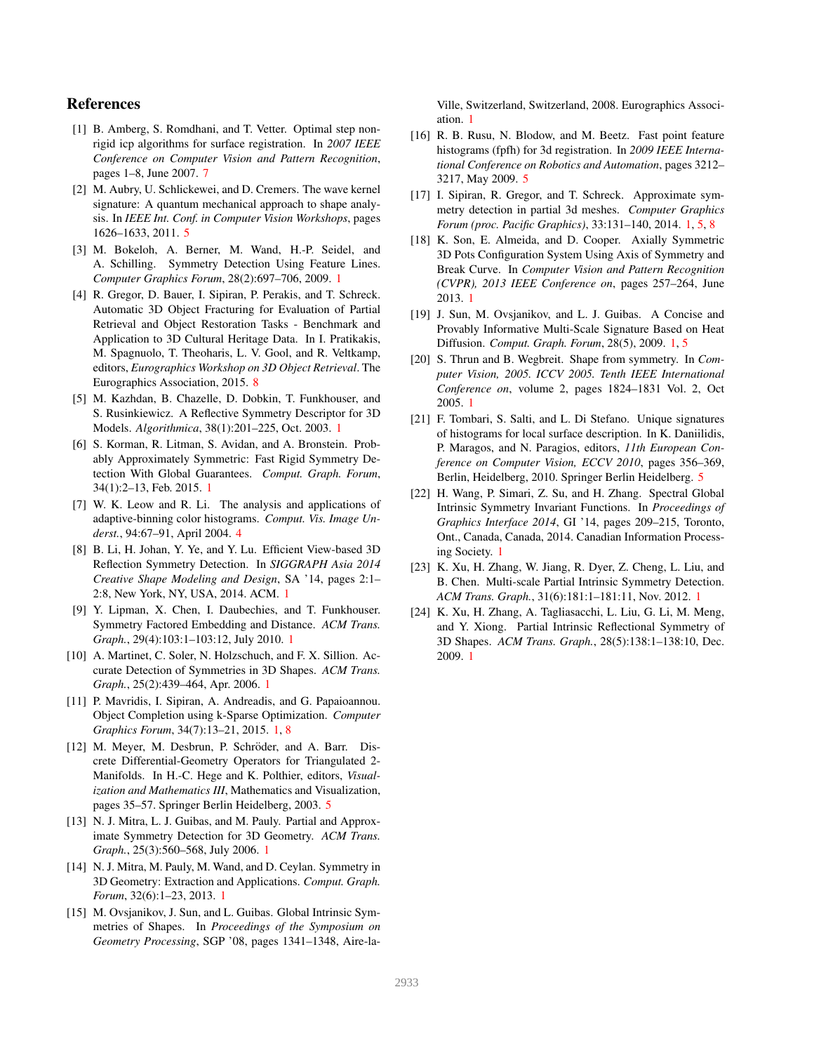## References

[1] B. Amberg, S. Romdhani, and T. Vetter. Optimal step nonrigid icp algorithms for surface registration. In *2007 IEEE Conference on Computer Vision and Pattern Recognition*, pages 1–8, June 2007. 7

[2] M. Aubry, U. Schlickewei, and D. Cremers. The wave kernel signature: A quantum mechanical approach to shape analysis. In *IEEE Int. Conf. in Computer Vision Workshops*, pages 1626–1633, 2011. 5

[3] M. Bokeloh, A. Berner, M. Wand, H.-P. Seidel, and A. Schilling. Symmetry Detection Using Feature Lines. *Computer Graphics Forum*, 28(2):697–706, 2009. 1

[4] R. Gregor, D. Bauer, I. Sipiran, P. Perakis, and T. Schreck. Automatic 3D Object Fracturing for Evaluation of Partial Retrieval and Object Restoration Tasks - Benchmark and Application to 3D Cultural Heritage Data. In I. Pratikakis, M. Spagnuolo, T. Theoharis, L. V. Gool, and R. Veltkamp, editors, *Eurographics Workshop on 3D Object Retrieval*. The Eurographics Association, 2015. 8

[5] M. Kazhdan, B. Chazelle, D. Dobkin, T. Funkhouser, and S. Rusinkiewicz. A Reflective Symmetry Descriptor for 3D Models. *Algorithmica*, 38(1):201–225, Oct. 2003. 1

[6] S. Korman, R. Litman, S. Avidan, and A. Bronstein. Probably Approximately Symmetric: Fast Rigid Symmetry Detection With Global Guarantees. *Comput. Graph. Forum*, 34(1):2–13, Feb. 2015. 1

[7] W. K. Leow and R. Li. The analysis and applications of adaptive-binning color histograms. *Comput. Vis. Image Underst.*, 94:67–91, April 2004. 4

[8] B. Li, H. Johan, Y. Ye, and Y. Lu. Efficient View-based 3D Reflection Symmetry Detection. In *SIGGRAPH Asia 2014 Creative Shape Modeling and Design*, SA '14, pages 2:1–2:8, New York, NY, USA, 2014. ACM. 1

[9] Y. Lipman, X. Chen, I. Daubechies, and T. Funkhouser. Symmetry Factored Embedding and Distance. *ACM Trans. Graph.*, 29(4):103:1–103:12, July 2010. 1

[10] A. Martinet, C. Soler, N. Holzschuch, and F. X. Sillion. Accurate Detection of Symmetries in 3D Shapes. *ACM Trans. Graph.*, 25(2):439–464, Apr. 2006. 1

[11] P. Mavridis, I. Sipiran, A. Andreadis, and G. Papaioannou. Object Completion using k-Sparse Optimization. *Computer Graphics Forum*, 34(7):13–21, 2015. 1, 8

[12] M. Meyer, M. Desbrun, P. Schröder, and A. Barr. Discrete Differential-Geometry Operators for Triangulated 2-Manifolds. In H.-C. Hege and K. Polthier, editors, *Visualization and Mathematics III*, Mathematics and Visualization, pages 35–57. Springer Berlin Heidelberg, 2003. 5

[13] N. J. Mitra, L. J. Guibas, and M. Pauly. Partial and Approximate Symmetry Detection for 3D Geometry. *ACM Trans. Graph.*, 25(3):560–568, July 2006. 1

[14] N. J. Mitra, M. Pauly, M. Wand, and D. Ceylan. Symmetry in 3D Geometry: Extraction and Applications. *Comput. Graph. Forum*, 32(6):1–23, 2013. 1

[15] M. Ovsjanikov, J. Sun, and L. Guibas. Global Intrinsic Symmetries of Shapes. In *Proceedings of the Symposium on Geometry Processing*, SGP '08, pages 1341–1348, Aire-la-Ville, Switzerland, Switzerland, 2008. Eurographics Association. 1

[16] R. B. Rusu, N. Blodow, and M. Beetz. Fast point feature histograms (fpfh) for 3d registration. In *2009 IEEE International Conference on Robotics and Automation*, pages 3212–3217, May 2009. 5

[17] I. Sipiran, R. Gregor, and T. Schreck. Approximate symmetry detection in partial 3d meshes. *Computer Graphics Forum (proc. Pacific Graphics)*, 33:131–140, 2014. 1, 5, 8

[18] K. Son, E. Almeida, and D. Cooper. Axially Symmetric 3D Pots Configuration System Using Axis of Symmetry and Break Curve. In *Computer Vision and Pattern Recognition (CVPR), 2013 IEEE Conference on*, pages 257–264, June 2013. 1

[19] J. Sun, M. Ovsjanikov, and L. J. Guibas. A Concise and Provably Informative Multi-Scale Signature Based on Heat Diffusion. *Comput. Graph. Forum*, 28(5), 2009. 1, 5

[20] S. Thrun and B. Wegbreit. Shape from symmetry. In *Computer Vision, 2005. ICCV 2005. Tenth IEEE International Conference on*, volume 2, pages 1824–1831 Vol. 2, Oct 2005. 1

[21] F. Tombari, S. Salti, and L. Di Stefano. Unique signatures of histograms for local surface description. In K. Daniilidis, P. Maragos, and N. Paragios, editors, *11th European Conference on Computer Vision, ECCV 2010*, pages 356–369, Berlin, Heidelberg, 2010. Springer Berlin Heidelberg. 5

[22] H. Wang, P. Simari, Z. Su, and H. Zhang. Spectral Global Intrinsic Symmetry Invariant Functions. In *Proceedings of Graphics Interface 2014*, GI '14, pages 209–215, Toronto, Ont., Canada, Canada, 2014. Canadian Information Processing Society. 1

[23] K. Xu, H. Zhang, W. Jiang, R. Dyer, Z. Cheng, L. Liu, and B. Chen. Multi-scale Partial Intrinsic Symmetry Detection. *ACM Trans. Graph.*, 31(6):181:1–181:11, Nov. 2012. 1

[24] K. Xu, H. Zhang, A. Tagliasacchi, L. Liu, G. Li, M. Meng, and Y. Xiong. Partial Intrinsic Reflectional Symmetry of 3D Shapes. *ACM Trans. Graph.*, 28(5):138:1–138:10, Dec. 2009. 1